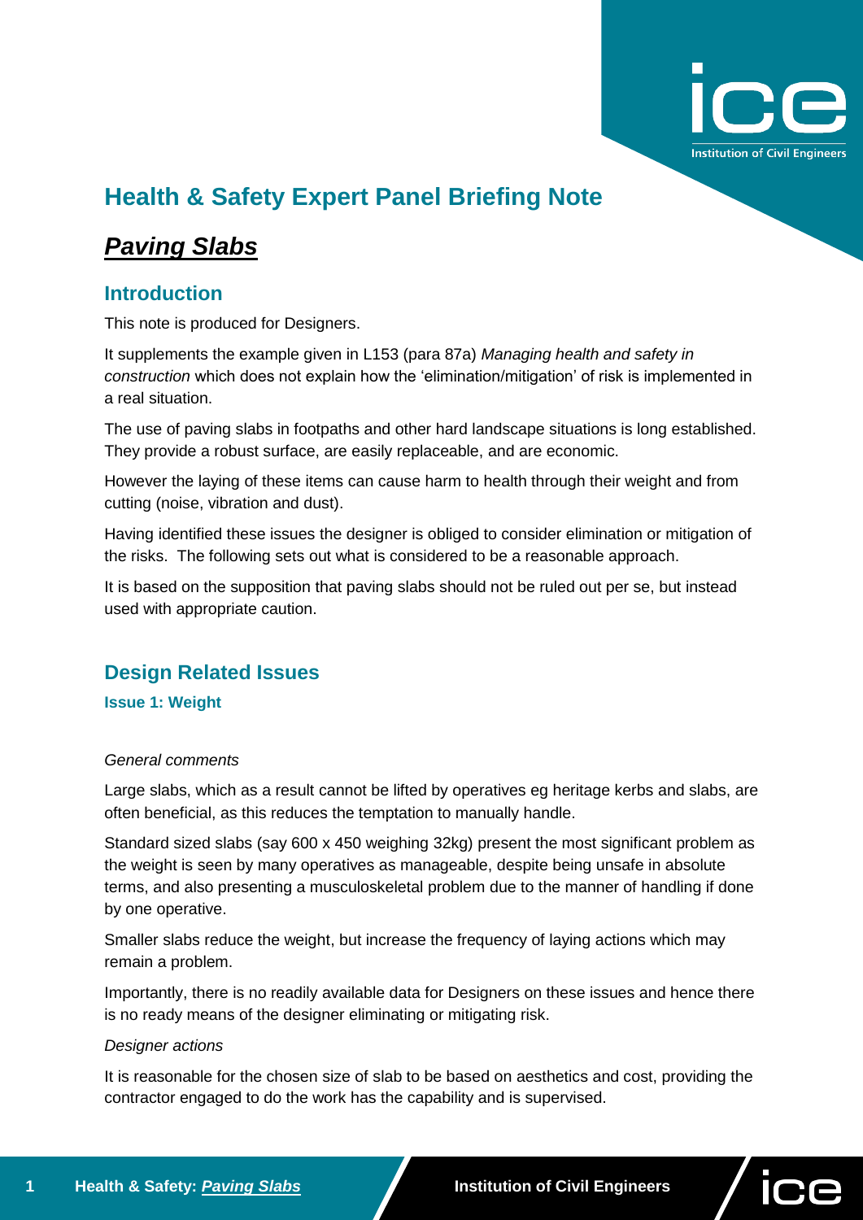# Health & Safety Expert Panel Briefing Note

## ***Paving Slabs***

## Introduction

This note is produced for Designers.

It supplements the example given in L153 (para 87a) *Managing health and safety in construction* which does not explain how the 'elimination/mitigation' of risk is implemented in a real situation.

The use of paving slabs in footpaths and other hard landscape situations is long established. They provide a robust surface, are easily replaceable, and are economic.

However the laying of these items can cause harm to health through their weight and from cutting (noise, vibration and dust).

Having identified these issues the designer is obliged to consider elimination or mitigation of the risks. The following sets out what is considered to be a reasonable approach.

It is based on the supposition that paving slabs should not be ruled out per se, but instead used with appropriate caution.

## Design Related Issues

### Issue 1: Weight

*General comments*

Large slabs, which as a result cannot be lifted by operatives eg heritage kerbs and slabs, are often beneficial, as this reduces the temptation to manually handle.

Standard sized slabs (say 600 x 450 weighing 32kg) present the most significant problem as the weight is seen by many operatives as manageable, despite being unsafe in absolute terms, and also presenting a musculoskeletal problem due to the manner of handling if done by one operative.

Smaller slabs reduce the weight, but increase the frequency of laying actions which may remain a problem.

Importantly, there is no readily available data for Designers on these issues and hence there is no ready means of the designer eliminating or mitigating risk.

*Designer actions*

It is reasonable for the chosen size of slab to be based on aesthetics and cost, providing the contractor engaged to do the work has the capability and is supervised.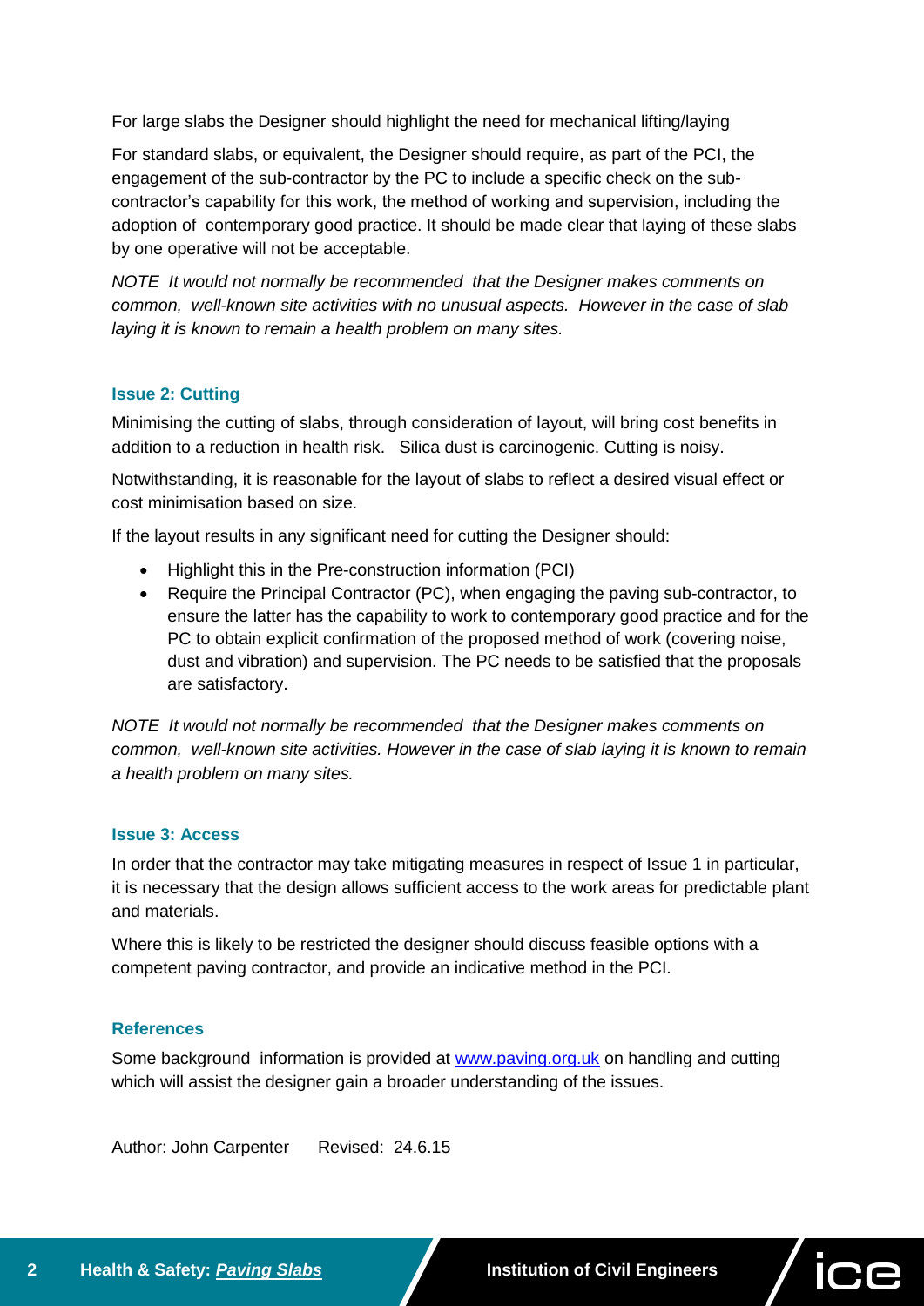For large slabs the Designer should highlight the need for mechanical lifting/laying

For standard slabs, or equivalent, the Designer should require, as part of the PCI, the engagement of the sub-contractor by the PC to include a specific check on the sub-contractor's capability for this work, the method of working and supervision, including the adoption of contemporary good practice. It should be made clear that laying of these slabs by one operative will not be acceptable.

*NOTE It would not normally be recommended that the Designer makes comments on common, well-known site activities with no unusual aspects. However in the case of slab laying it is known to remain a health problem on many sites.*

### Issue 2: Cutting

Minimising the cutting of slabs, through consideration of layout, will bring cost benefits in addition to a reduction in health risk. Silica dust is carcinogenic. Cutting is noisy.

Notwithstanding, it is reasonable for the layout of slabs to reflect a desired visual effect or cost minimisation based on size.

If the layout results in any significant need for cutting the Designer should:

- Highlight this in the Pre-construction information (PCI)
- Require the Principal Contractor (PC), when engaging the paving sub-contractor, to ensure the latter has the capability to work to contemporary good practice and for the PC to obtain explicit confirmation of the proposed method of work (covering noise, dust and vibration) and supervision. The PC needs to be satisfied that the proposals are satisfactory.

*NOTE It would not normally be recommended that the Designer makes comments on common, well-known site activities. However in the case of slab laying it is known to remain a health problem on many sites.*

### Issue 3: Access

In order that the contractor may take mitigating measures in respect of Issue 1 in particular, it is necessary that the design allows sufficient access to the work areas for predictable plant and materials.

Where this is likely to be restricted the designer should discuss feasible options with a competent paving contractor, and provide an indicative method in the PCI.

### References

Some background information is provided at [www.paving.org.uk](http://www.paving.org.uk) on handling and cutting which will assist the designer gain a broader understanding of the issues.

Author: John Carpenter     Revised: 24.6.15